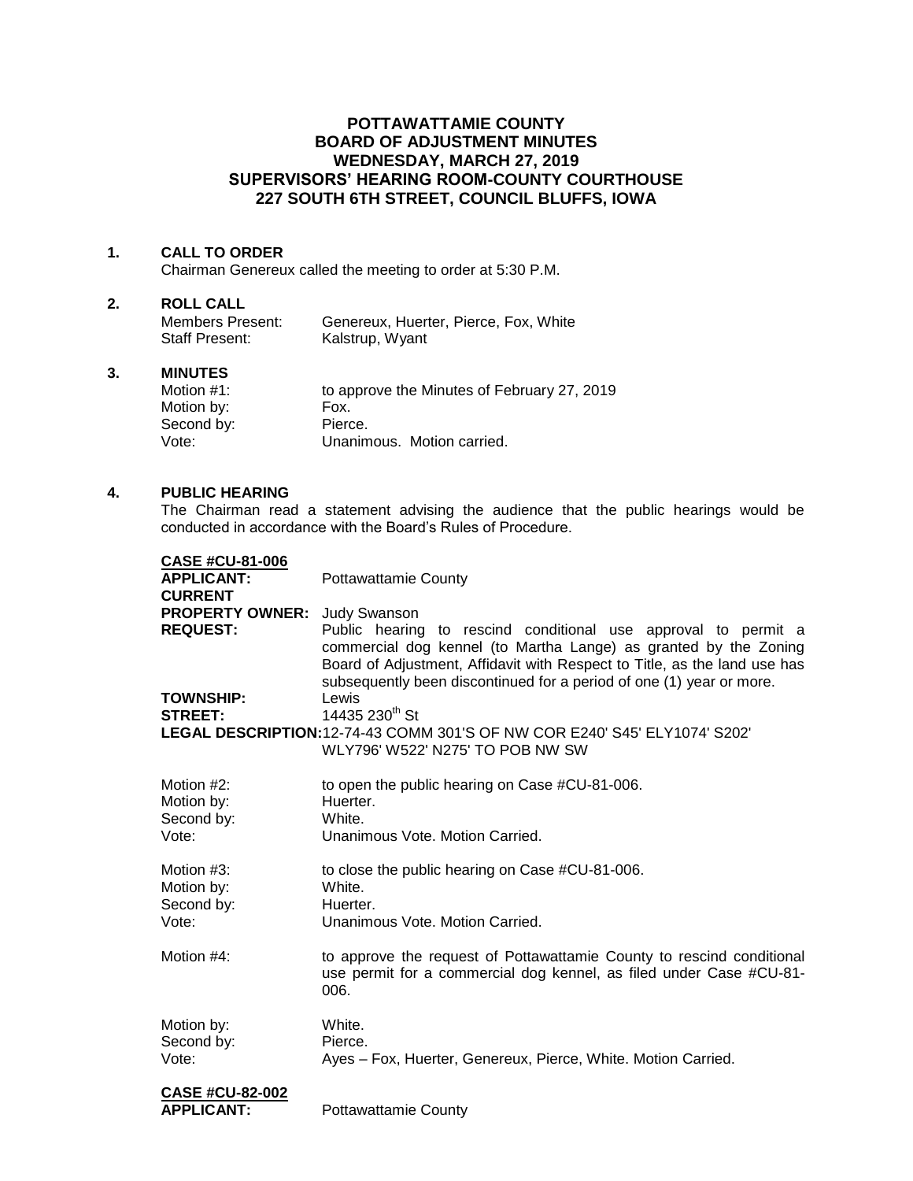# POTTAWATTAMIE COUNTY
# BOARD OF ADJUSTMENT MINUTES
## WEDNESDAY, MARCH 27, 2019
## SUPERVISORS' HEARING ROOM-COUNTY COURTHOUSE
## 227 SOUTH 6TH STREET, COUNCIL BLUFFS, IOWA

**1. CALL TO ORDER**

Chairman Genereux called the meeting to order at 5:30 P.M.

**2. ROLL CALL**

| | |
|---|---|
| Members Present: | Genereux, Huerter, Pierce, Fox, White |
| Staff Present: | Kalstrup, Wyant |

**3. MINUTES**

| | |
|---|---|
| Motion #1: | to approve the Minutes of February 27, 2019 |
| Motion by: | Fox. |
| Second by: | Pierce. |
| Vote: | Unanimous. Motion carried. |

**4. PUBLIC HEARING**

The Chairman read a statement advising the audience that the public hearings would be conducted in accordance with the Board's Rules of Procedure.

**CASE #CU-81-006**

| | |
|---|---|
| **APPLICANT:** | Pottawattamie County |
| **CURRENT PROPERTY OWNER:** | Judy Swanson |
| **REQUEST:** | Public hearing to rescind conditional use approval to permit a commercial dog kennel (to Martha Lange) as granted by the Zoning Board of Adjustment, Affidavit with Respect to Title, as the land use has subsequently been discontinued for a period of one (1) year or more. |
| **TOWNSHIP:** | Lewis |
| **STREET:** | 14435 230th St |
| **LEGAL DESCRIPTION:** | 12-74-43 COMM 301'S OF NW COR E240' S45' ELY1074' S202' WLY796' W522' N275' TO POB NW SW |

| | |
|---|---|
| Motion #2: | to open the public hearing on Case #CU-81-006. |
| Motion by: | Huerter. |
| Second by: | White. |
| Vote: | Unanimous Vote. Motion Carried. |

| | |
|---|---|
| Motion #3: | to close the public hearing on Case #CU-81-006. |
| Motion by: | White. |
| Second by: | Huerter. |
| Vote: | Unanimous Vote. Motion Carried. |

| | |
|---|---|
| Motion #4: | to approve the request of Pottawattamie County to rescind conditional use permit for a commercial dog kennel, as filed under Case #CU-81-006. |
| Motion by: | White. |
| Second by: | Pierce. |
| Vote: | Ayes – Fox, Huerter, Genereux, Pierce, White. Motion Carried. |

**CASE #CU-82-002**

| | |
|---|---|
| **APPLICANT:** | Pottawattamie County |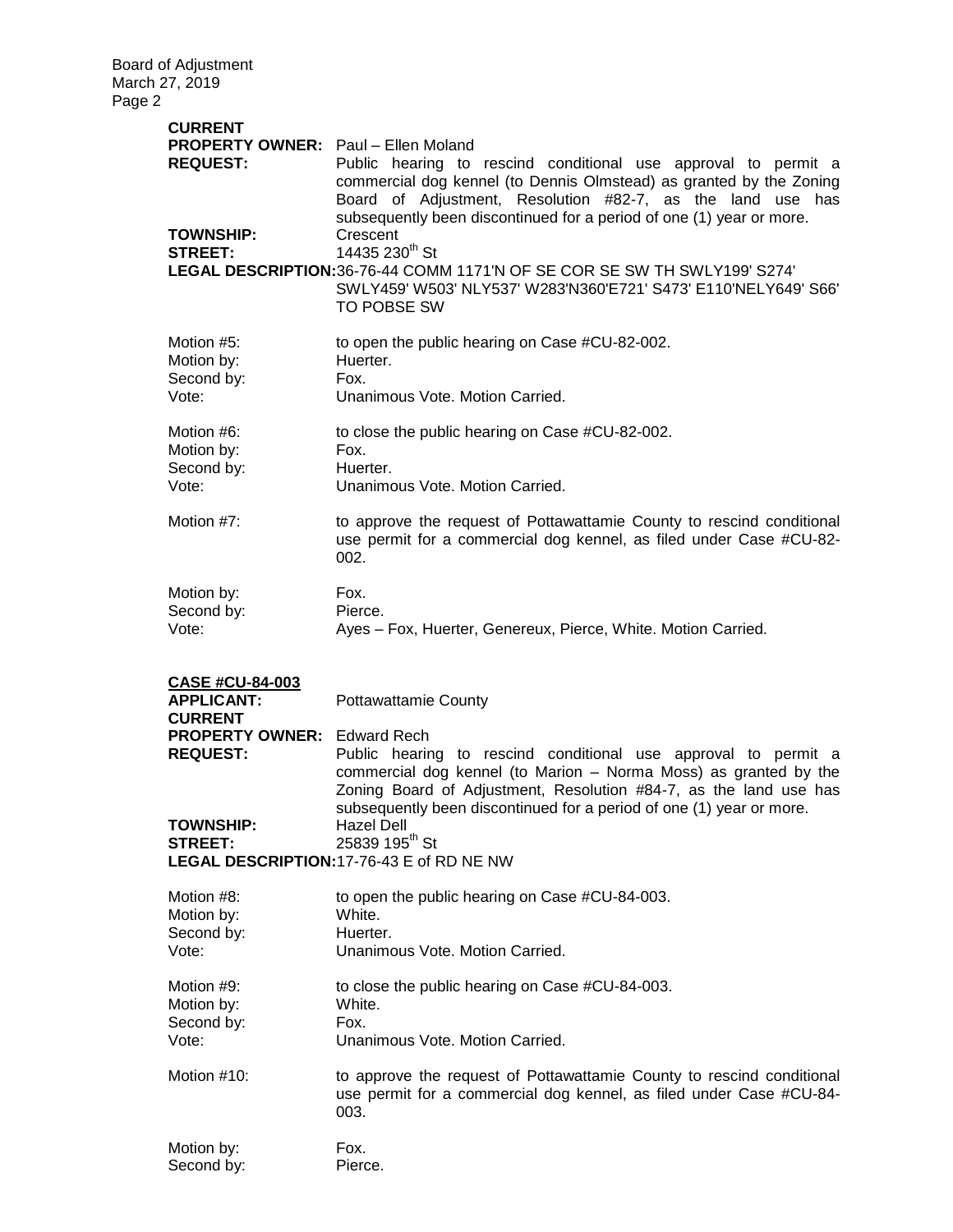**CURRENT**
**PROPERTY OWNER:** Paul – Ellen Moland

**REQUEST:** Public hearing to rescind conditional use approval to permit a commercial dog kennel (to Dennis Olmstead) as granted by the Zoning Board of Adjustment, Resolution #82-7, as the land use has subsequently been discontinued for a period of one (1) year or more.

**TOWNSHIP:** Crescent

**STREET:** 14435 230th St

**LEGAL DESCRIPTION:** 36-76-44 COMM 1171'N OF SE COR SE SW TH SWLY199' S274' SWLY459' W503' NLY537' W283'N360'E721' S473' E110'NELY649' S66' TO POBSE SW

Motion #5: to open the public hearing on Case #CU-82-002.
Motion by: Huerter.
Second by: Fox.
Vote: Unanimous Vote. Motion Carried.

Motion #6: to close the public hearing on Case #CU-82-002.
Motion by: Fox.
Second by: Huerter.
Vote: Unanimous Vote. Motion Carried.

Motion #7: to approve the request of Pottawattamie County to rescind conditional use permit for a commercial dog kennel, as filed under Case #CU-82-002.

Motion by: Fox.
Second by: Pierce.
Vote: Ayes – Fox, Huerter, Genereux, Pierce, White. Motion Carried.

**CASE #CU-84-003**

**APPLICANT:** Pottawattamie County

**CURRENT**
**PROPERTY OWNER:** Edward Rech

**REQUEST:** Public hearing to rescind conditional use approval to permit a commercial dog kennel (to Marion – Norma Moss) as granted by the Zoning Board of Adjustment, Resolution #84-7, as the land use has subsequently been discontinued for a period of one (1) year or more.

**TOWNSHIP:** Hazel Dell

**STREET:** 25839 195th St

**LEGAL DESCRIPTION:** 17-76-43 E of RD NE NW

Motion #8: to open the public hearing on Case #CU-84-003.
Motion by: White.
Second by: Huerter.
Vote: Unanimous Vote. Motion Carried.

Motion #9: to close the public hearing on Case #CU-84-003.
Motion by: White.
Second by: Fox.
Vote: Unanimous Vote. Motion Carried.

Motion #10: to approve the request of Pottawattamie County to rescind conditional use permit for a commercial dog kennel, as filed under Case #CU-84-003.

Motion by: Fox.
Second by: Pierce.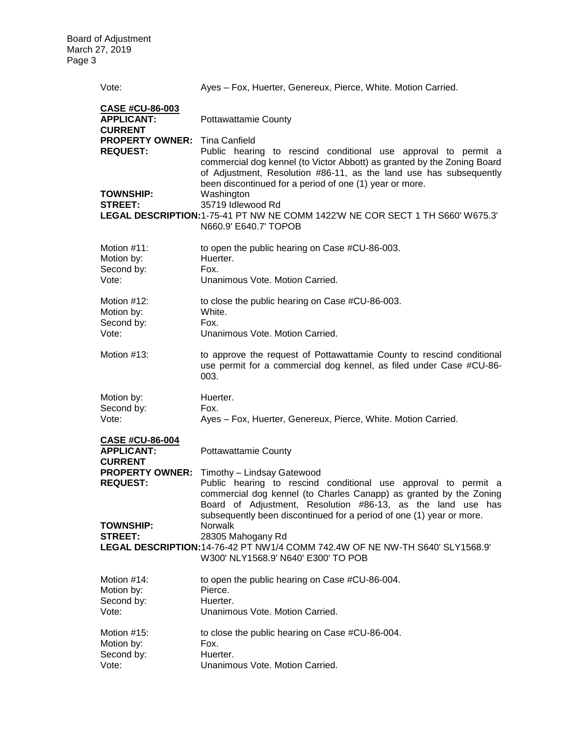Vote: Ayes – Fox, Huerter, Genereux, Pierce, White. Motion Carried.

**CASE #CU-86-003**

**APPLICANT:** Pottawattamie County

**CURRENT PROPERTY OWNER:** Tina Canfield

**REQUEST:** Public hearing to rescind conditional use approval to permit a commercial dog kennel (to Victor Abbott) as granted by the Zoning Board of Adjustment, Resolution #86-11, as the land use has subsequently been discontinued for a period of one (1) year or more.

**TOWNSHIP:** Washington

**STREET:** 35719 Idlewood Rd

**LEGAL DESCRIPTION:** 1-75-41 PT NW NE COMM 1422'W NE COR SECT 1 TH S660' W675.3' N660.9' E640.7' TOPOB

Motion #11: to open the public hearing on Case #CU-86-003.
Motion by: Huerter.
Second by: Fox.
Vote: Unanimous Vote. Motion Carried.

Motion #12: to close the public hearing on Case #CU-86-003.
Motion by: White.
Second by: Fox.
Vote: Unanimous Vote. Motion Carried.

Motion #13: to approve the request of Pottawattamie County to rescind conditional use permit for a commercial dog kennel, as filed under Case #CU-86-003.

Motion by: Huerter.
Second by: Fox.
Vote: Ayes – Fox, Huerter, Genereux, Pierce, White. Motion Carried.

**CASE #CU-86-004**

**APPLICANT:** Pottawattamie County

**CURRENT PROPERTY OWNER:** Timothy – Lindsay Gatewood

**REQUEST:** Public hearing to rescind conditional use approval to permit a commercial dog kennel (to Charles Canapp) as granted by the Zoning Board of Adjustment, Resolution #86-13, as the land use has subsequently been discontinued for a period of one (1) year or more.

**TOWNSHIP:** Norwalk

**STREET:** 28305 Mahogany Rd

**LEGAL DESCRIPTION:** 14-76-42 PT NW1/4 COMM 742.4W OF NE NW-TH S640' SLY1568.9' W300' NLY1568.9' N640' E300' TO POB

Motion #14: to open the public hearing on Case #CU-86-004.
Motion by: Pierce.
Second by: Huerter.
Vote: Unanimous Vote. Motion Carried.

Motion #15: to close the public hearing on Case #CU-86-004.
Motion by: Fox.
Second by: Huerter.
Vote: Unanimous Vote. Motion Carried.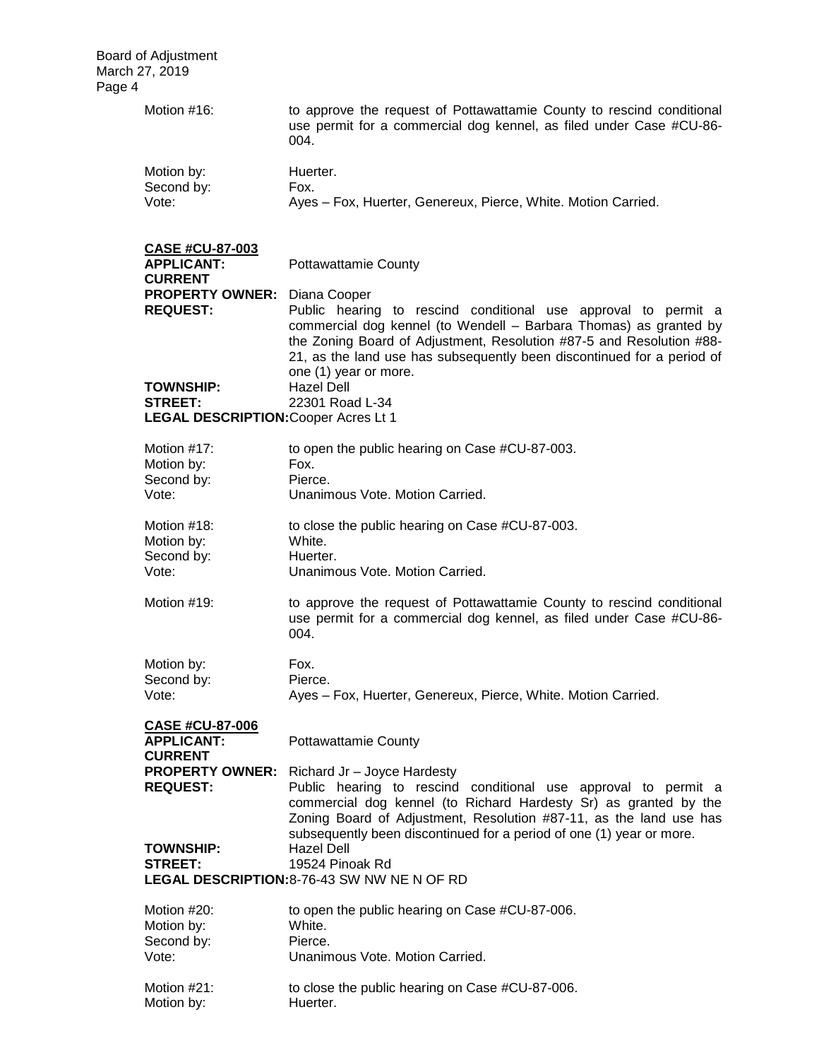Motion #16: to approve the request of Pottawattamie County to rescind conditional use permit for a commercial dog kennel, as filed under Case #CU-86-004.

Motion by: Huerter.
Second by: Fox.
Vote: Ayes – Fox, Huerter, Genereux, Pierce, White. Motion Carried.

**CASE #CU-87-003**

**APPLICANT:** Pottawattamie County
**CURRENT PROPERTY OWNER:** Diana Cooper
**REQUEST:** Public hearing to rescind conditional use approval to permit a commercial dog kennel (to Wendell – Barbara Thomas) as granted by the Zoning Board of Adjustment, Resolution #87-5 and Resolution #88-21, as the land use has subsequently been discontinued for a period of one (1) year or more.
**TOWNSHIP:** Hazel Dell
**STREET:** 22301 Road L-34
**LEGAL DESCRIPTION:** Cooper Acres Lt 1

Motion #17: to open the public hearing on Case #CU-87-003.
Motion by: Fox.
Second by: Pierce.
Vote: Unanimous Vote. Motion Carried.

Motion #18: to close the public hearing on Case #CU-87-003.
Motion by: White.
Second by: Huerter.
Vote: Unanimous Vote. Motion Carried.

Motion #19: to approve the request of Pottawattamie County to rescind conditional use permit for a commercial dog kennel, as filed under Case #CU-86-004.

Motion by: Fox.
Second by: Pierce.
Vote: Ayes – Fox, Huerter, Genereux, Pierce, White. Motion Carried.

**CASE #CU-87-006**

**APPLICANT:** Pottawattamie County
**CURRENT PROPERTY OWNER:** Richard Jr – Joyce Hardesty
**REQUEST:** Public hearing to rescind conditional use approval to permit a commercial dog kennel (to Richard Hardesty Sr) as granted by the Zoning Board of Adjustment, Resolution #87-11, as the land use has subsequently been discontinued for a period of one (1) year or more.
**TOWNSHIP:** Hazel Dell
**STREET:** 19524 Pinoak Rd
**LEGAL DESCRIPTION:** 8-76-43 SW NW NE N OF RD

Motion #20: to open the public hearing on Case #CU-87-006.
Motion by: White.
Second by: Pierce.
Vote: Unanimous Vote. Motion Carried.

Motion #21: to close the public hearing on Case #CU-87-006.
Motion by: Huerter.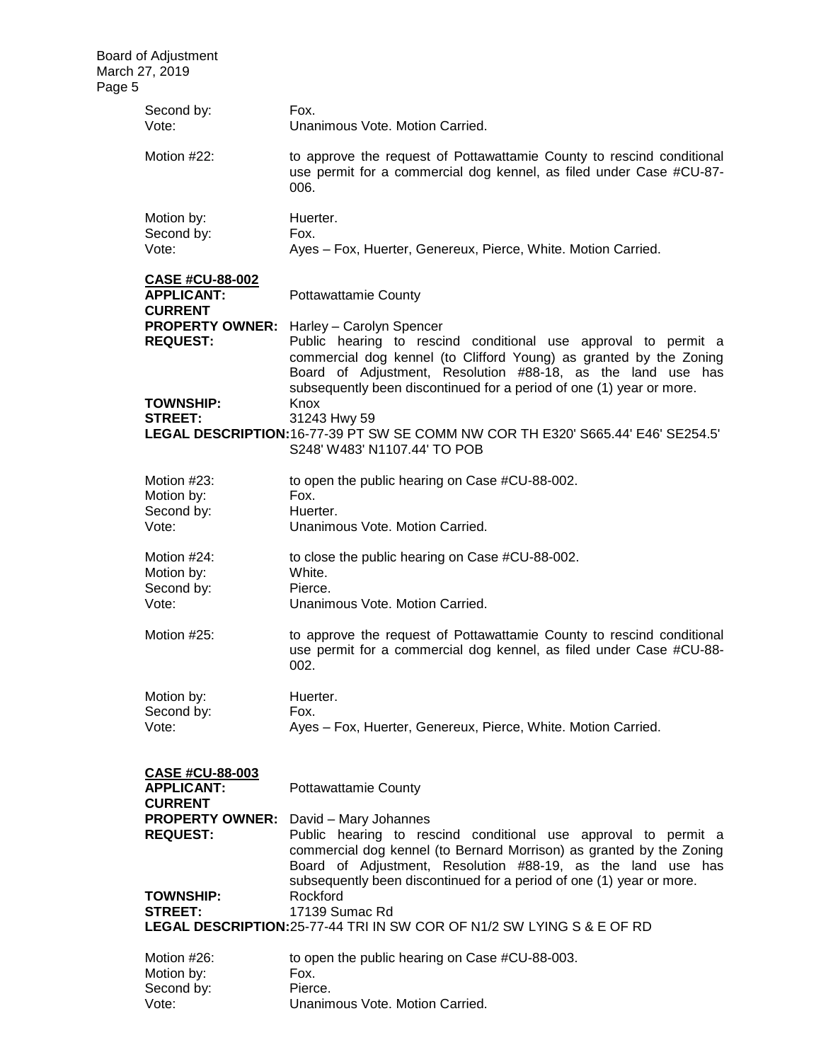Second by: Fox.
Vote: Unanimous Vote. Motion Carried.

Motion #22: to approve the request of Pottawattamie County to rescind conditional use permit for a commercial dog kennel, as filed under Case #CU-87-006.

Motion by: Huerter.
Second by: Fox.
Vote: Ayes – Fox, Huerter, Genereux, Pierce, White. Motion Carried.

**CASE #CU-88-002**

**APPLICANT:** Pottawattamie County

**CURRENT PROPERTY OWNER:** Harley – Carolyn Spencer

**REQUEST:** Public hearing to rescind conditional use approval to permit a commercial dog kennel (to Clifford Young) as granted by the Zoning Board of Adjustment, Resolution #88-18, as the land use has subsequently been discontinued for a period of one (1) year or more.

**TOWNSHIP:** Knox

**STREET:** 31243 Hwy 59

**LEGAL DESCRIPTION:** 16-77-39 PT SW SE COMM NW COR TH E320' S665.44' E46' SE254.5' S248' W483' N1107.44' TO POB

Motion #23: to open the public hearing on Case #CU-88-002.
Motion by: Fox.
Second by: Huerter.
Vote: Unanimous Vote. Motion Carried.

Motion #24: to close the public hearing on Case #CU-88-002.
Motion by: White.
Second by: Pierce.
Vote: Unanimous Vote. Motion Carried.

Motion #25: to approve the request of Pottawattamie County to rescind conditional use permit for a commercial dog kennel, as filed under Case #CU-88-002.

Motion by: Huerter.
Second by: Fox.
Vote: Ayes – Fox, Huerter, Genereux, Pierce, White. Motion Carried.

**CASE #CU-88-003**

**APPLICANT:** Pottawattamie County

**CURRENT PROPERTY OWNER:** David – Mary Johannes

**REQUEST:** Public hearing to rescind conditional use approval to permit a commercial dog kennel (to Bernard Morrison) as granted by the Zoning Board of Adjustment, Resolution #88-19, as the land use has subsequently been discontinued for a period of one (1) year or more.

**TOWNSHIP:** Rockford

**STREET:** 17139 Sumac Rd

**LEGAL DESCRIPTION:** 25-77-44 TRI IN SW COR OF N1/2 SW LYING S & E OF RD

Motion #26: to open the public hearing on Case #CU-88-003.
Motion by: Fox.
Second by: Pierce.
Vote: Unanimous Vote. Motion Carried.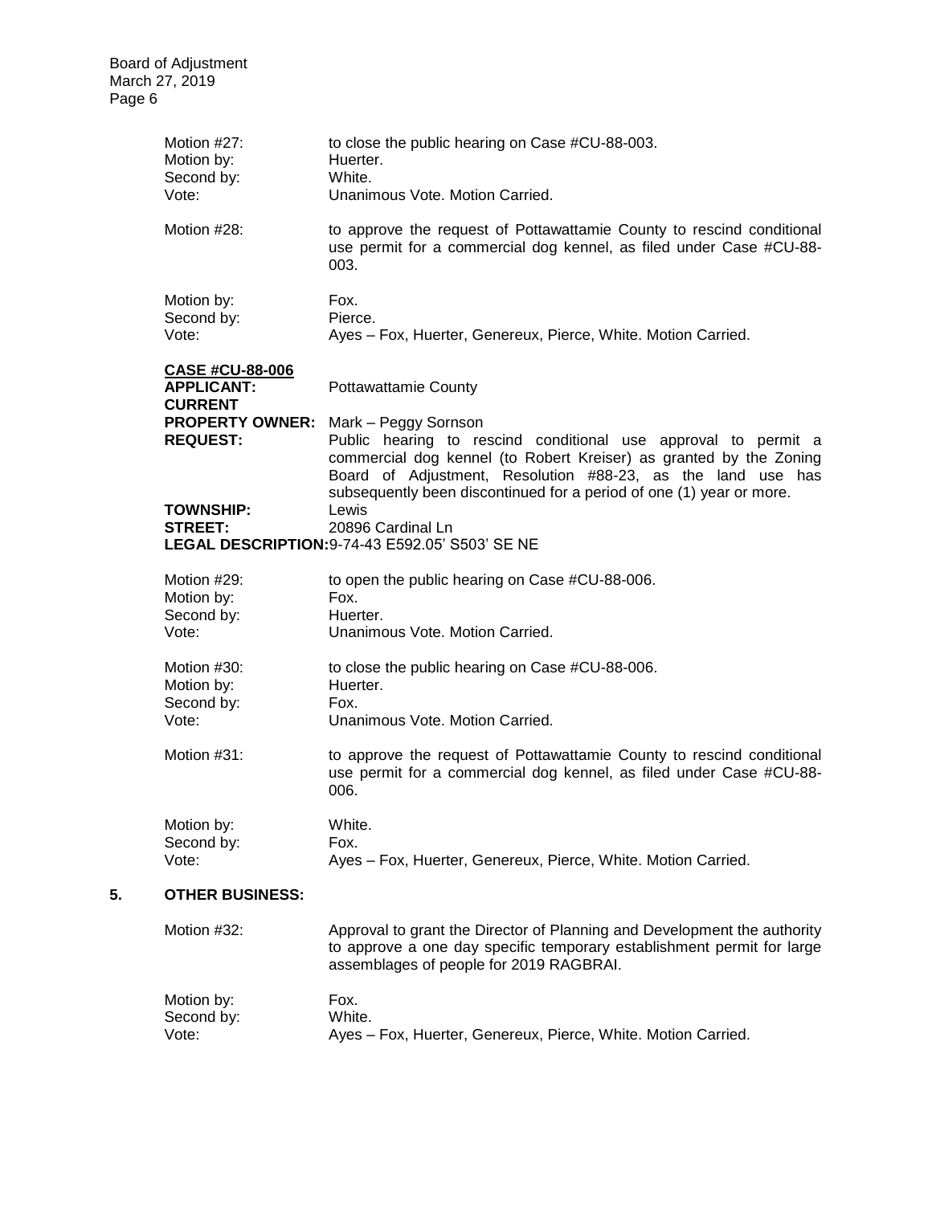| | |
|---|---|
| Motion #27: | to close the public hearing on Case #CU-88-003. |
| Motion by: | Huerter. |
| Second by: | White. |
| Vote: | Unanimous Vote. Motion Carried. |

| | |
|---|---|
| Motion #28: | to approve the request of Pottawattamie County to rescind conditional use permit for a commercial dog kennel, as filed under Case #CU-88-003. |
| Motion by: | Fox. |
| Second by: | Pierce. |
| Vote: | Ayes – Fox, Huerter, Genereux, Pierce, White. Motion Carried. |

**CASE #CU-88-006**

**APPLICANT:** Pottawattamie County

**CURRENT PROPERTY OWNER:** Mark – Peggy Sornson

**REQUEST:** Public hearing to rescind conditional use approval to permit a commercial dog kennel (to Robert Kreiser) as granted by the Zoning Board of Adjustment, Resolution #88-23, as the land use has subsequently been discontinued for a period of one (1) year or more.

**TOWNSHIP:** Lewis

**STREET:** 20896 Cardinal Ln

**LEGAL DESCRIPTION:** 9-74-43 E592.05' S503' SE NE

| | |
|---|---|
| Motion #29: | to open the public hearing on Case #CU-88-006. |
| Motion by: | Fox. |
| Second by: | Huerter. |
| Vote: | Unanimous Vote. Motion Carried. |

| | |
|---|---|
| Motion #30: | to close the public hearing on Case #CU-88-006. |
| Motion by: | Huerter. |
| Second by: | Fox. |
| Vote: | Unanimous Vote. Motion Carried. |

| | |
|---|---|
| Motion #31: | to approve the request of Pottawattamie County to rescind conditional use permit for a commercial dog kennel, as filed under Case #CU-88-006. |
| Motion by: | White. |
| Second by: | Fox. |
| Vote: | Ayes – Fox, Huerter, Genereux, Pierce, White. Motion Carried. |

## 5. OTHER BUSINESS:

| | |
|---|---|
| Motion #32: | Approval to grant the Director of Planning and Development the authority to approve a one day specific temporary establishment permit for large assemblages of people for 2019 RAGBRAI. |
| Motion by: | Fox. |
| Second by: | White. |
| Vote: | Ayes – Fox, Huerter, Genereux, Pierce, White. Motion Carried. |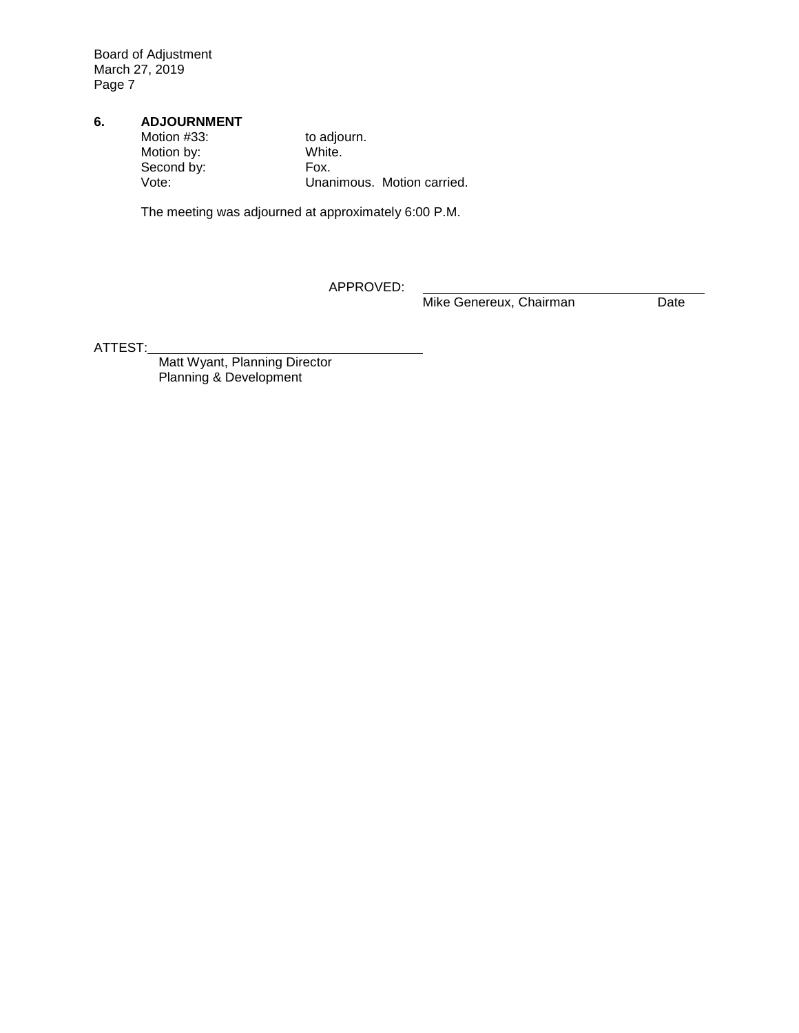## 6. ADJOURNMENT

| | |
|---|---|
| Motion #33: | to adjourn. |
| Motion by: | White. |
| Second by: | Fox. |
| Vote: | Unanimous. Motion carried. |

The meeting was adjourned at approximately 6:00 P.M.

APPROVED: \_\_\_\_\_\_\_\_\_\_\_\_\_\_\_\_\_\_\_\_\_\_\_\_\_\_\_\_\_\_\_\_\_\_\_\_\_\_

Mike Genereux, Chairman Date

ATTEST: \_\_\_\_\_\_\_\_\_\_\_\_\_\_\_\_\_\_\_\_\_\_\_\_\_\_\_\_\_\_\_\_\_\_\_\_\_\_

Matt Wyant, Planning Director
Planning & Development